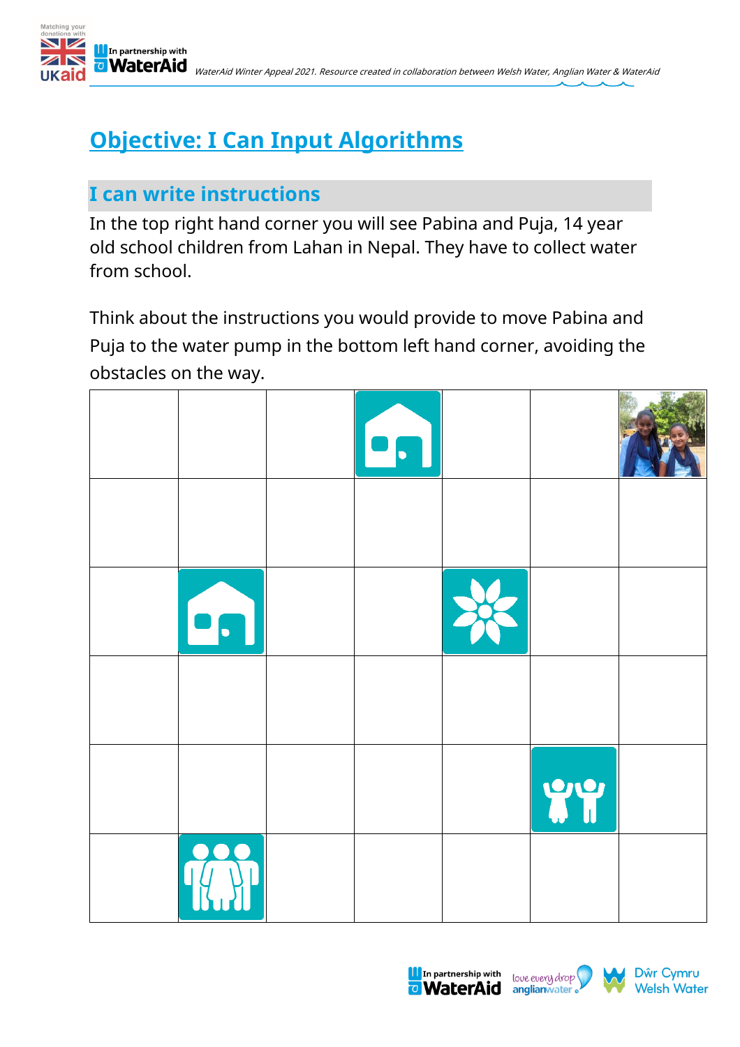# Objective: I Can Input Algorithms

## I can write instructions

In the top right hand corner you will see Pabina and Puja, 14 year old school children from Lahan in Nepal. They have to collect water from school.

Think about the instructions you would provide to move Pabina and Puja to the water pump in the bottom left hand corner, avoiding the obstacles on the way.

| | | | | | | |
|---|---|---|---|---|---|---|
| | | | | | | |
| | | | | | | |
| | | | | | | |
| | | | | | | |
| | | | | | | |
| | | | | | | |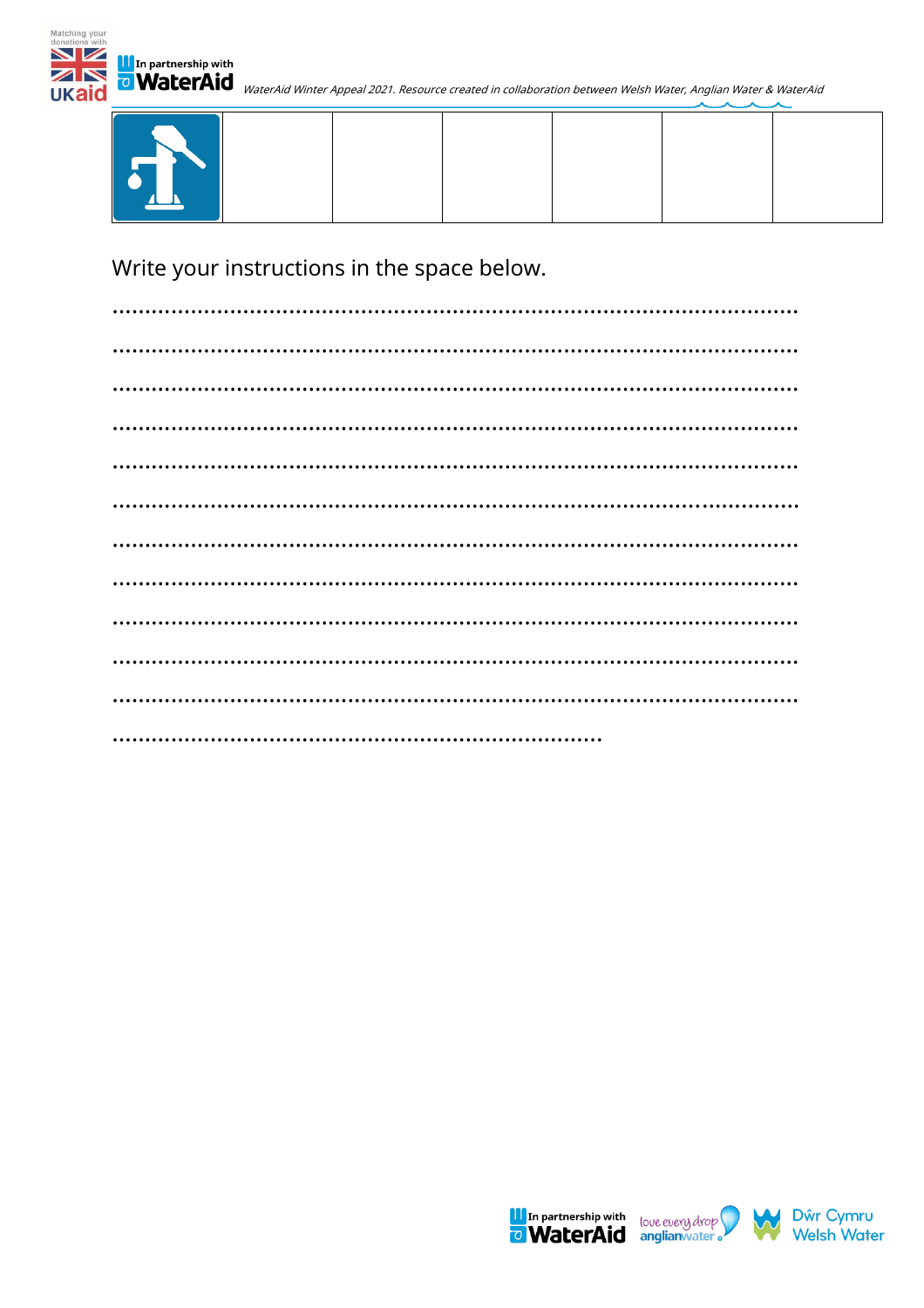|  |  |  |  |  |  |  |
|---|---|---|---|---|---|---|
|  |  |  |  |  |  |  |

Write your instructions in the space below.

..........................................................................................................

..........................................................................................................

..........................................................................................................

..........................................................................................................

..........................................................................................................

..........................................................................................................

..........................................................................................................

..........................................................................................................

..........................................................................................................

..........................................................................................................

..........................................................................................................

..............................................................................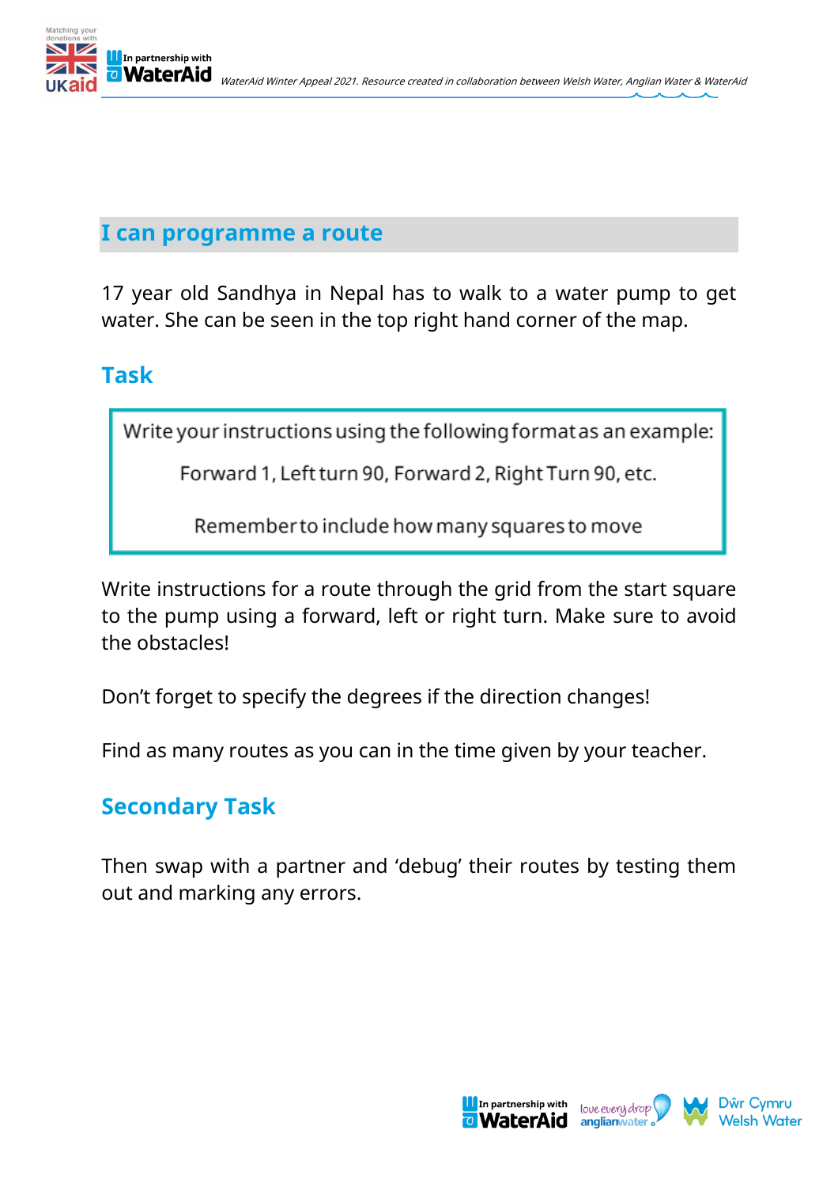## I can programme a route

17 year old Sandhya in Nepal has to walk to a water pump to get water. She can be seen in the top right hand corner of the map.

## Task

> Write your instructions using the following format as an example:
>
> Forward 1, Left turn 90, Forward 2, Right Turn 90, etc.
>
> Remember to include how many squares to move

Write instructions for a route through the grid from the start square to the pump using a forward, left or right turn. Make sure to avoid the obstacles!

Don't forget to specify the degrees if the direction changes!

Find as many routes as you can in the time given by your teacher.

## Secondary Task

Then swap with a partner and 'debug' their routes by testing them out and marking any errors.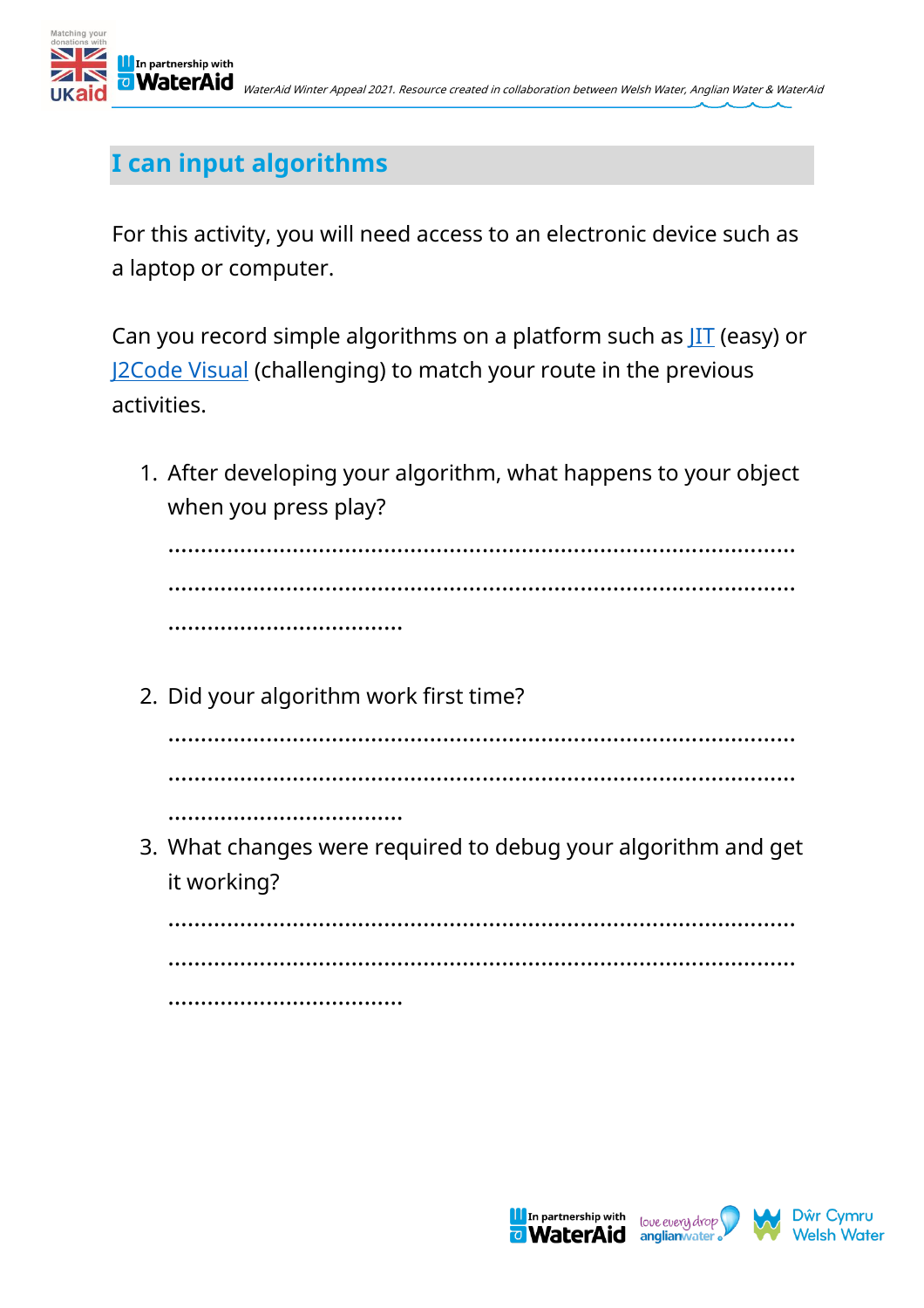## I can input algorithms

For this activity, you will need access to an electronic device such as a laptop or computer.

Can you record simple algorithms on a platform such as JIT (easy) or J2Code Visual (challenging) to match your route in the previous activities.

1. After developing your algorithm, what happens to your object when you press play?

   ..............................................................................................
   ..............................................................................................
   ....................................

2. Did your algorithm work first time?

   ..............................................................................................
   ..............................................................................................
   ....................................

3. What changes were required to debug your algorithm and get it working?

   ..............................................................................................
   ..............................................................................................
   ....................................